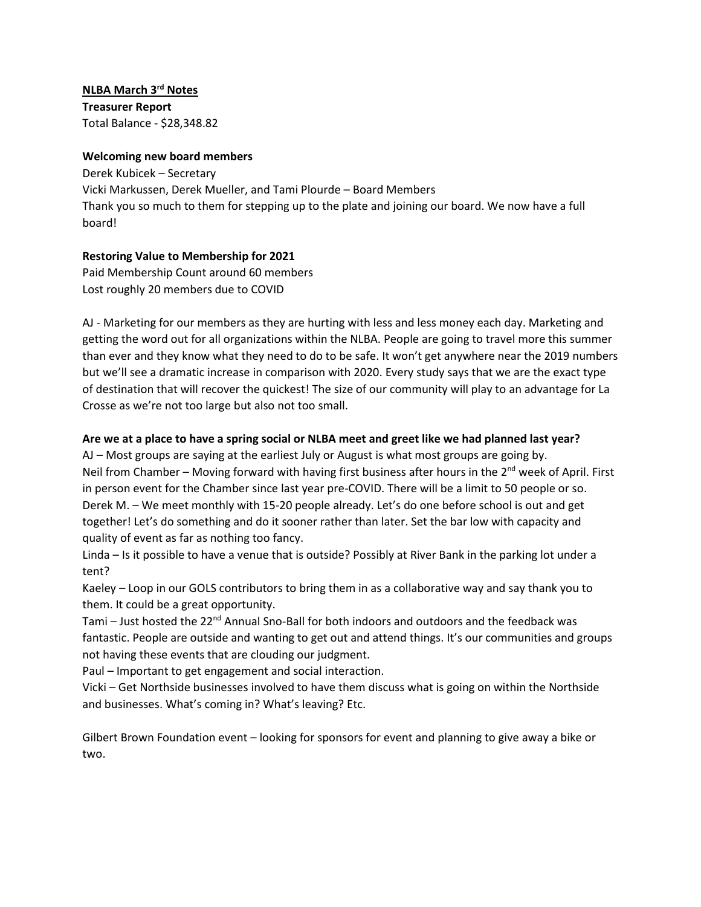**NLBA March 3rd Notes**

**Treasurer Report**

Total Balance - $28,348.82

**Welcoming new board members**

Derek Kubicek – Secretary

Vicki Markussen, Derek Mueller, and Tami Plourde – Board Members

Thank you so much to them for stepping up to the plate and joining our board. We now have a full board!

**Restoring Value to Membership for 2021**

Paid Membership Count around 60 members

Lost roughly 20 members due to COVID

AJ - Marketing for our members as they are hurting with less and less money each day. Marketing and getting the word out for all organizations within the NLBA. People are going to travel more this summer than ever and they know what they need to do to be safe. It won't get anywhere near the 2019 numbers but we'll see a dramatic increase in comparison with 2020. Every study says that we are the exact type of destination that will recover the quickest! The size of our community will play to an advantage for La Crosse as we're not too large but also not too small.

**Are we at a place to have a spring social or NLBA meet and greet like we had planned last year?**

AJ – Most groups are saying at the earliest July or August is what most groups are going by.

Neil from Chamber – Moving forward with having first business after hours in the 2nd week of April. First in person event for the Chamber since last year pre-COVID. There will be a limit to 50 people or so.

Derek M. – We meet monthly with 15-20 people already. Let's do one before school is out and get together! Let's do something and do it sooner rather than later. Set the bar low with capacity and quality of event as far as nothing too fancy.

Linda – Is it possible to have a venue that is outside? Possibly at River Bank in the parking lot under a tent?

Kaeley – Loop in our GOLS contributors to bring them in as a collaborative way and say thank you to them. It could be a great opportunity.

Tami – Just hosted the 22nd Annual Sno-Ball for both indoors and outdoors and the feedback was fantastic. People are outside and wanting to get out and attend things. It's our communities and groups not having these events that are clouding our judgment.

Paul – Important to get engagement and social interaction.

Vicki – Get Northside businesses involved to have them discuss what is going on within the Northside and businesses. What's coming in? What's leaving? Etc.

Gilbert Brown Foundation event – looking for sponsors for event and planning to give away a bike or two.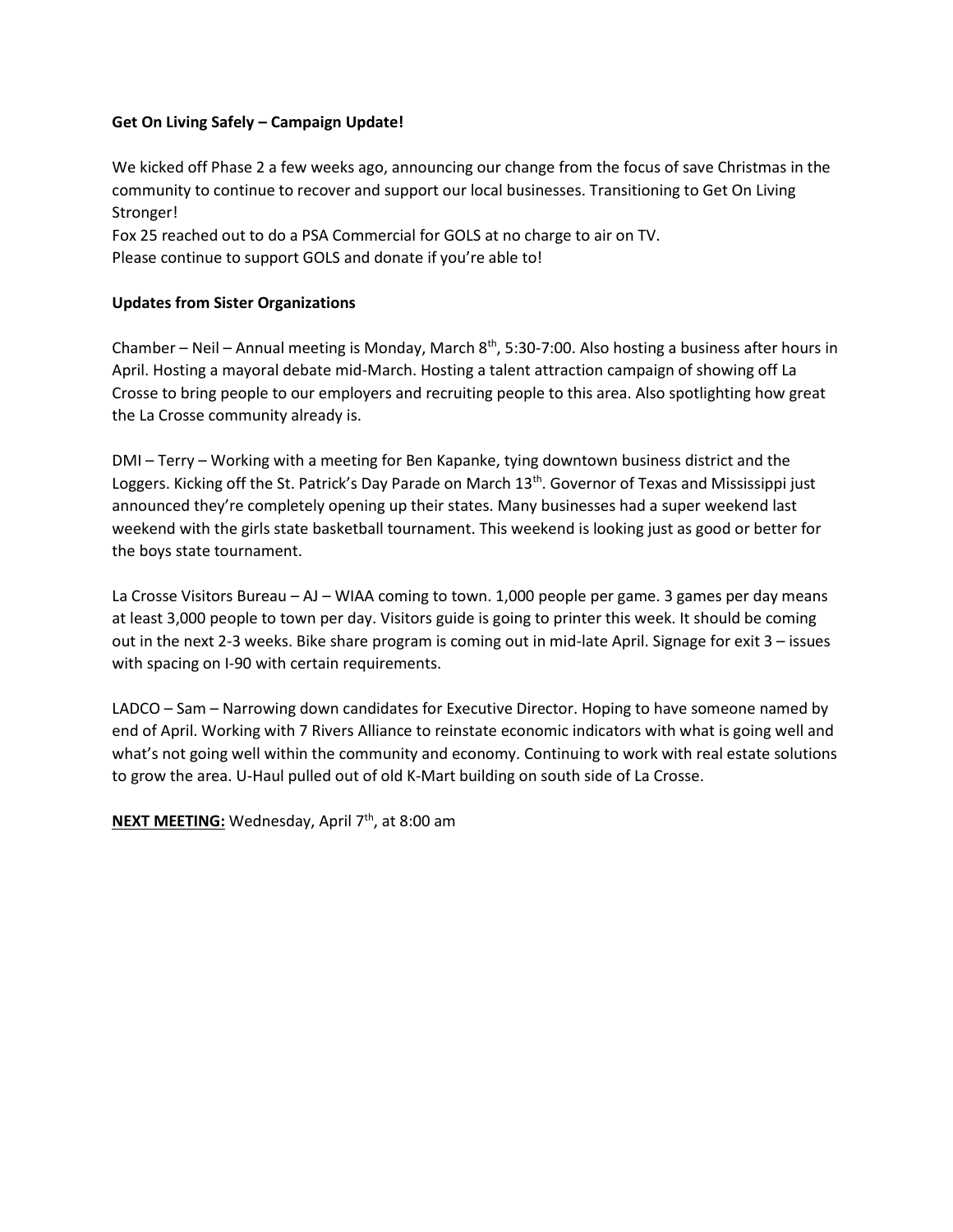**Get On Living Safely – Campaign Update!**

We kicked off Phase 2 a few weeks ago, announcing our change from the focus of save Christmas in the community to continue to recover and support our local businesses. Transitioning to Get On Living Stronger!

Fox 25 reached out to do a PSA Commercial for GOLS at no charge to air on TV.

Please continue to support GOLS and donate if you're able to!

**Updates from Sister Organizations**

Chamber – Neil – Annual meeting is Monday, March 8th, 5:30-7:00. Also hosting a business after hours in April. Hosting a mayoral debate mid-March. Hosting a talent attraction campaign of showing off La Crosse to bring people to our employers and recruiting people to this area. Also spotlighting how great the La Crosse community already is.

DMI – Terry – Working with a meeting for Ben Kapanke, tying downtown business district and the Loggers. Kicking off the St. Patrick's Day Parade on March 13th. Governor of Texas and Mississippi just announced they're completely opening up their states. Many businesses had a super weekend last weekend with the girls state basketball tournament. This weekend is looking just as good or better for the boys state tournament.

La Crosse Visitors Bureau – AJ – WIAA coming to town. 1,000 people per game. 3 games per day means at least 3,000 people to town per day. Visitors guide is going to printer this week. It should be coming out in the next 2-3 weeks. Bike share program is coming out in mid-late April. Signage for exit 3 – issues with spacing on I-90 with certain requirements.

LADCO – Sam – Narrowing down candidates for Executive Director. Hoping to have someone named by end of April. Working with 7 Rivers Alliance to reinstate economic indicators with what is going well and what's not going well within the community and economy. Continuing to work with real estate solutions to grow the area. U-Haul pulled out of old K-Mart building on south side of La Crosse.

**NEXT MEETING:** Wednesday, April 7th, at 8:00 am